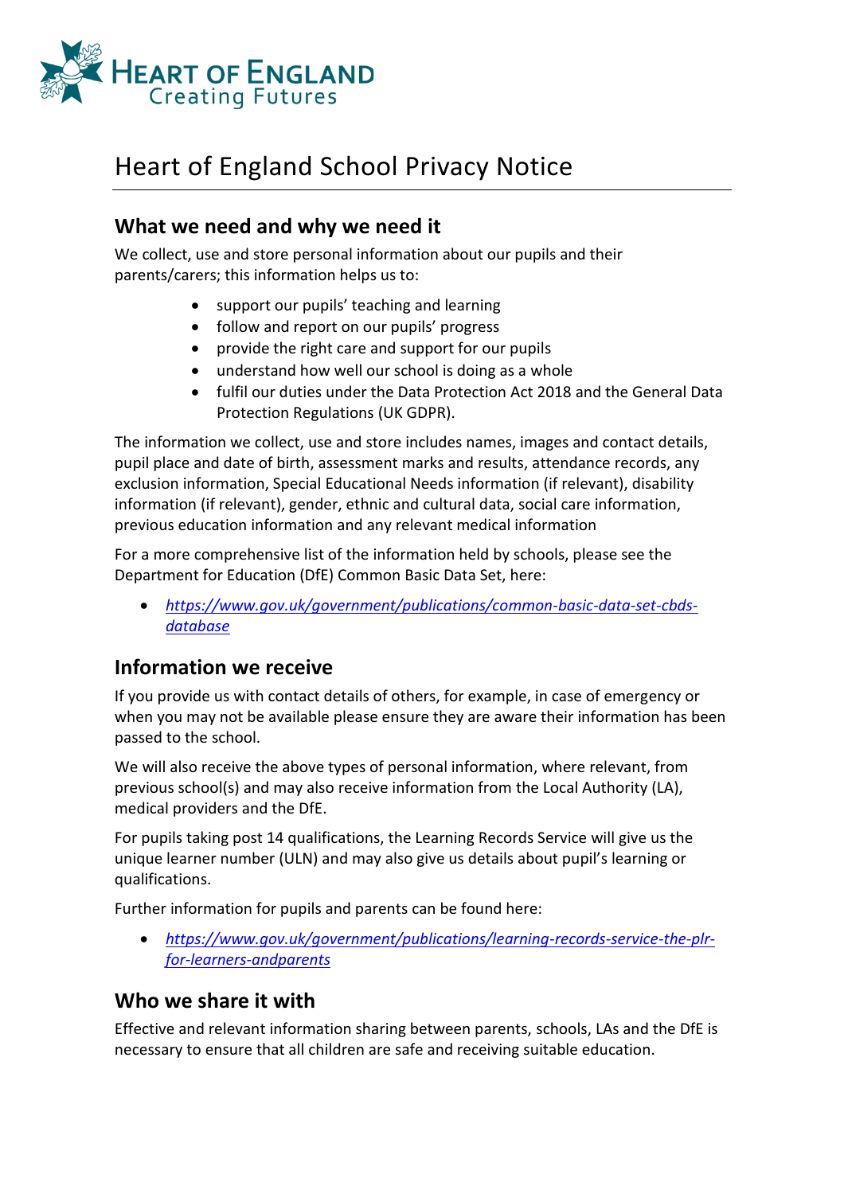HEART OF ENGLAND
Creating Futures

# Heart of England School Privacy Notice

## What we need and why we need it

We collect, use and store personal information about our pupils and their parents/carers; this information helps us to:

- support our pupils' teaching and learning
- follow and report on our pupils' progress
- provide the right care and support for our pupils
- understand how well our school is doing as a whole
- fulfil our duties under the Data Protection Act 2018 and the General Data Protection Regulations (UK GDPR).

The information we collect, use and store includes names, images and contact details, pupil place and date of birth, assessment marks and results, attendance records, any exclusion information, Special Educational Needs information (if relevant), disability information (if relevant), gender, ethnic and cultural data, social care information, previous education information and any relevant medical information

For a more comprehensive list of the information held by schools, please see the Department for Education (DfE) Common Basic Data Set, here:

- *https://www.gov.uk/government/publications/common-basic-data-set-cbds-database*

## Information we receive

If you provide us with contact details of others, for example, in case of emergency or when you may not be available please ensure they are aware their information has been passed to the school.

We will also receive the above types of personal information, where relevant, from previous school(s) and may also receive information from the Local Authority (LA), medical providers and the DfE.

For pupils taking post 14 qualifications, the Learning Records Service will give us the unique learner number (ULN) and may also give us details about pupil's learning or qualifications.

Further information for pupils and parents can be found here:

- *https://www.gov.uk/government/publications/learning-records-service-the-plr-for-learners-andparents*

## Who we share it with

Effective and relevant information sharing between parents, schools, LAs and the DfE is necessary to ensure that all children are safe and receiving suitable education.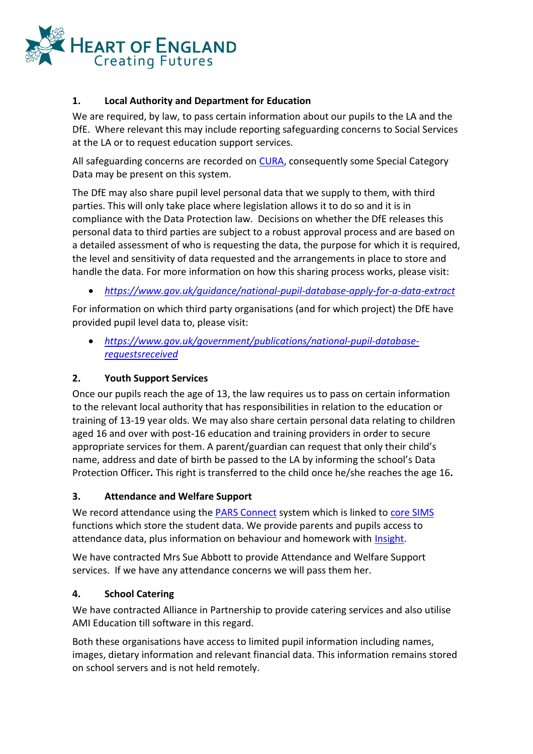## 1. Local Authority and Department for Education

We are required, by law, to pass certain information about our pupils to the LA and the DfE. Where relevant this may include reporting safeguarding concerns to Social Services at the LA or to request education support services.

All safeguarding concerns are recorded on [CURA](), consequently some Special Category Data may be present on this system.

The DfE may also share pupil level personal data that we supply to them, with third parties. This will only take place where legislation allows it to do so and it is in compliance with the Data Protection law. Decisions on whether the DfE releases this personal data to third parties are subject to a robust approval process and are based on a detailed assessment of who is requesting the data, the purpose for which it is required, the level and sensitivity of data requested and the arrangements in place to store and handle the data. For more information on how this sharing process works, please visit:

- *https://www.gov.uk/guidance/national-pupil-database-apply-for-a-data-extract*

For information on which third party organisations (and for which project) the DfE have provided pupil level data to, please visit:

- *https://www.gov.uk/government/publications/national-pupil-database-requestsreceived*

## 2. Youth Support Services

Once our pupils reach the age of 13, the law requires us to pass on certain information to the relevant local authority that has responsibilities in relation to the education or training of 13-19 year olds. We may also share certain personal data relating to children aged 16 and over with post-16 education and training providers in order to secure appropriate services for them. A parent/guardian can request that only their child's name, address and date of birth be passed to the LA by informing the school's Data Protection Officer***.*** This right is transferred to the child once he/she reaches the age 16***.***

## 3. Attendance and Welfare Support

We record attendance using the [PARS Connect]() system which is linked to [core SIMS]() functions which store the student data. We provide parents and pupils access to attendance data, plus information on behaviour and homework with [Insight]().

We have contracted Mrs Sue Abbott to provide Attendance and Welfare Support services. If we have any attendance concerns we will pass them her.

## 4. School Catering

We have contracted Alliance in Partnership to provide catering services and also utilise AMI Education till software in this regard.

Both these organisations have access to limited pupil information including names, images, dietary information and relevant financial data. This information remains stored on school servers and is not held remotely.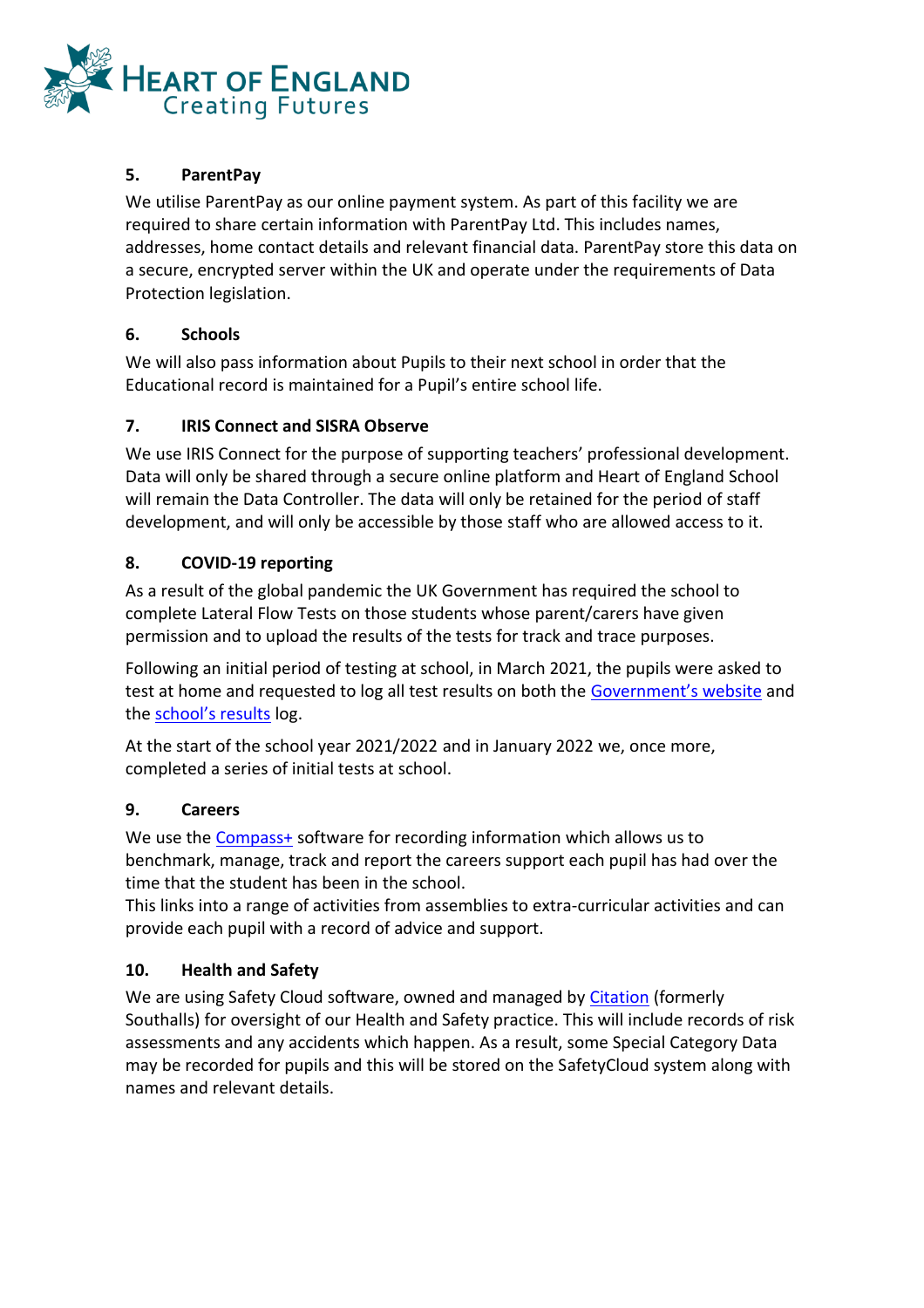### 5. ParentPay

We utilise ParentPay as our online payment system. As part of this facility we are required to share certain information with ParentPay Ltd. This includes names, addresses, home contact details and relevant financial data. ParentPay store this data on a secure, encrypted server within the UK and operate under the requirements of Data Protection legislation.

### 6. Schools

We will also pass information about Pupils to their next school in order that the Educational record is maintained for a Pupil's entire school life.

### 7. IRIS Connect and SISRA Observe

We use IRIS Connect for the purpose of supporting teachers' professional development. Data will only be shared through a secure online platform and Heart of England School will remain the Data Controller. The data will only be retained for the period of staff development, and will only be accessible by those staff who are allowed access to it.

### 8. COVID-19 reporting

As a result of the global pandemic the UK Government has required the school to complete Lateral Flow Tests on those students whose parent/carers have given permission and to upload the results of the tests for track and trace purposes.

Following an initial period of testing at school, in March 2021, the pupils were asked to test at home and requested to log all test results on both the Government's website and the school's results log.

At the start of the school year 2021/2022 and in January 2022 we, once more, completed a series of initial tests at school.

### 9. Careers

We use the Compass+ software for recording information which allows us to benchmark, manage, track and report the careers support each pupil has had over the time that the student has been in the school.
This links into a range of activities from assemblies to extra-curricular activities and can provide each pupil with a record of advice and support.

### 10. Health and Safety

We are using Safety Cloud software, owned and managed by Citation (formerly Southalls) for oversight of our Health and Safety practice. This will include records of risk assessments and any accidents which happen. As a result, some Special Category Data may be recorded for pupils and this will be stored on the SafetyCloud system along with names and relevant details.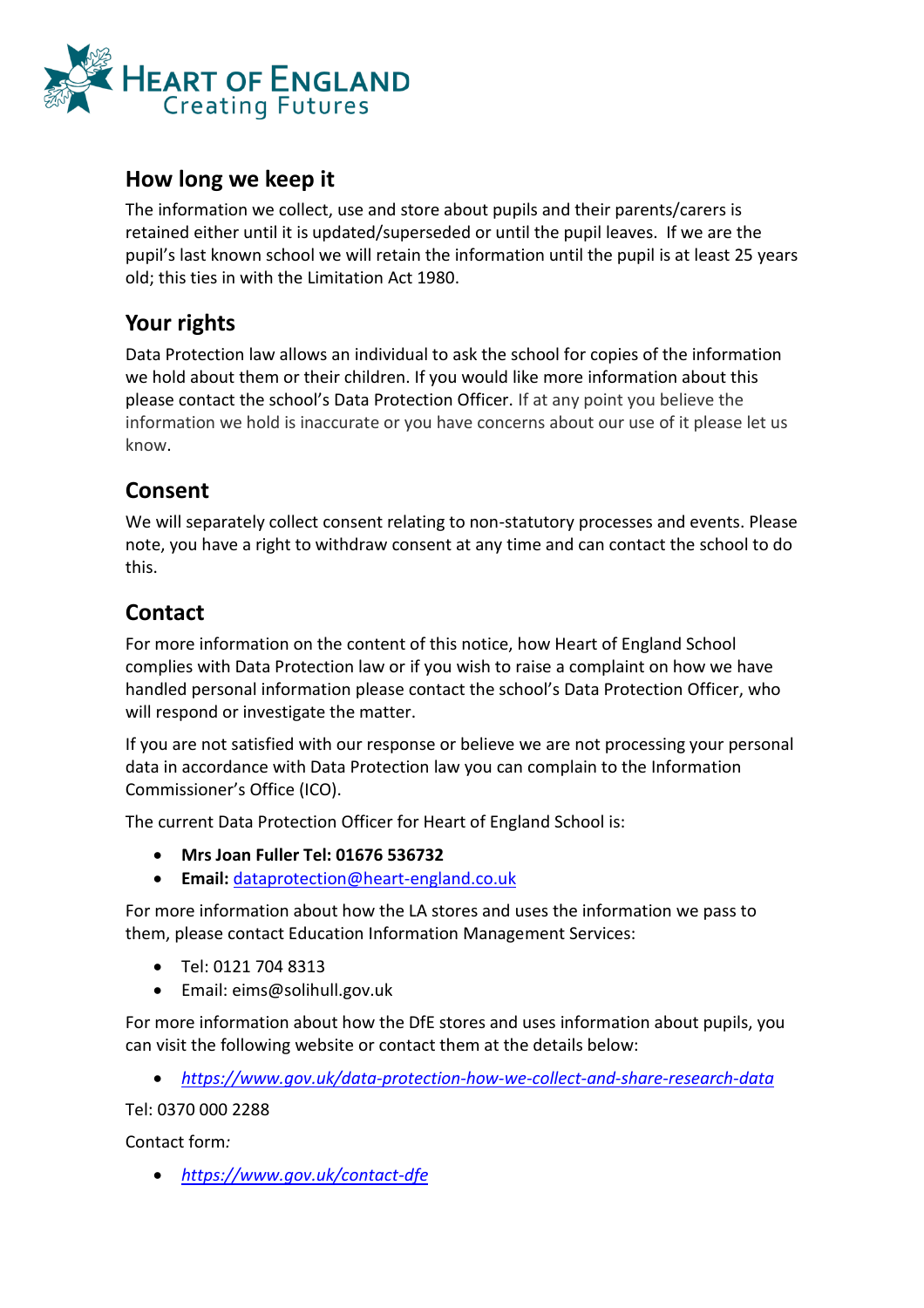## How long we keep it

The information we collect, use and store about pupils and their parents/carers is retained either until it is updated/superseded or until the pupil leaves. If we are the pupil's last known school we will retain the information until the pupil is at least 25 years old; this ties in with the Limitation Act 1980.

## Your rights

Data Protection law allows an individual to ask the school for copies of the information we hold about them or their children. If you would like more information about this please contact the school's Data Protection Officer. If at any point you believe the information we hold is inaccurate or you have concerns about our use of it please let us know.

## Consent

We will separately collect consent relating to non-statutory processes and events. Please note, you have a right to withdraw consent at any time and can contact the school to do this.

## Contact

For more information on the content of this notice, how Heart of England School complies with Data Protection law or if you wish to raise a complaint on how we have handled personal information please contact the school's Data Protection Officer, who will respond or investigate the matter.

If you are not satisfied with our response or believe we are not processing your personal data in accordance with Data Protection law you can complain to the Information Commissioner's Office (ICO).

The current Data Protection Officer for Heart of England School is:

- **Mrs Joan Fuller Tel: 01676 536732**
- **Email:** dataprotection@heart-england.co.uk

For more information about how the LA stores and uses the information we pass to them, please contact Education Information Management Services:

- Tel: 0121 704 8313
- Email: eims@solihull.gov.uk

For more information about how the DfE stores and uses information about pupils, you can visit the following website or contact them at the details below:

- *https://www.gov.uk/data-protection-how-we-collect-and-share-research-data*

Tel: 0370 000 2288

Contact form*:*

- *https://www.gov.uk/contact-dfe*